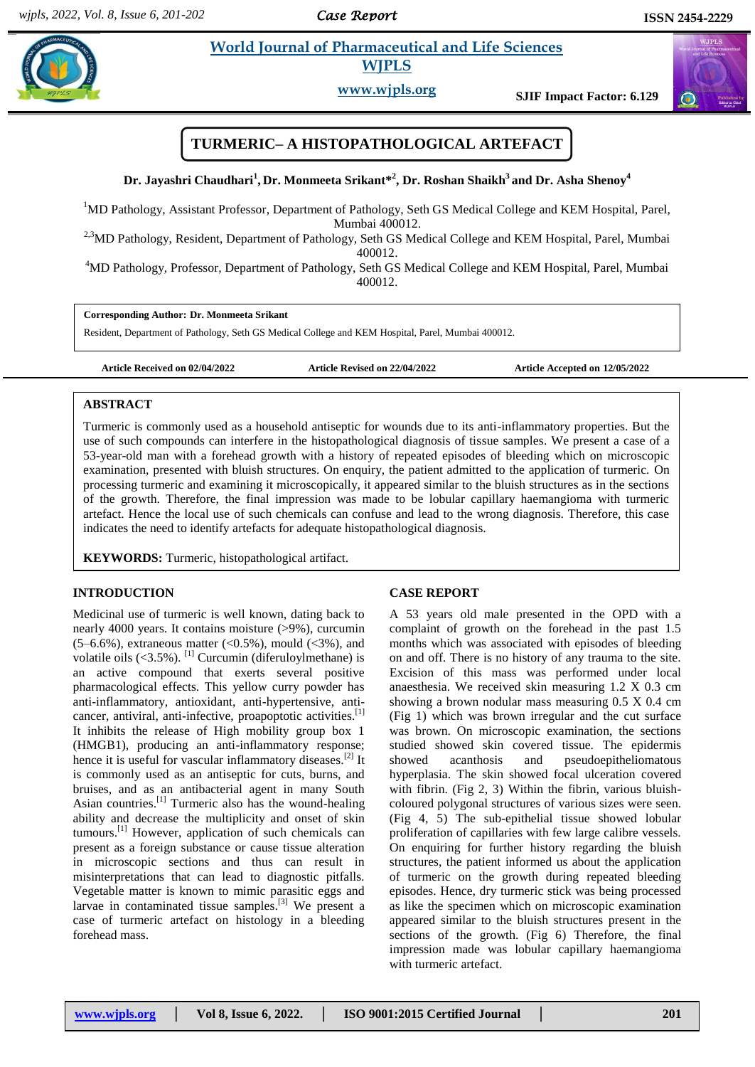# TURMERIC– A HISTOPATHOLOGICAL ARTEFACT

**Dr. Jayashri Chaudhari[1], Dr. Monmeeta Srikant*[2], Dr. Roshan Shaikh[3] and Dr. Asha Shenoy[4]**

[1]MD Pathology, Assistant Professor, Department of Pathology, Seth GS Medical College and KEM Hospital, Parel, Mumbai 400012.

[2,3]MD Pathology, Resident, Department of Pathology, Seth GS Medical College and KEM Hospital, Parel, Mumbai 400012.

[4]MD Pathology, Professor, Department of Pathology, Seth GS Medical College and KEM Hospital, Parel, Mumbai 400012.

**Corresponding Author: Dr. Monmeeta Srikant**

Resident, Department of Pathology, Seth GS Medical College and KEM Hospital, Parel, Mumbai 400012.

**Article Received on 02/04/2022** **Article Revised on 22/04/2022** **Article Accepted on 12/05/2022**

## ABSTRACT

Turmeric is commonly used as a household antiseptic for wounds due to its anti-inflammatory properties. But the use of such compounds can interfere in the histopathological diagnosis of tissue samples. We present a case of a 53-year-old man with a forehead growth with a history of repeated episodes of bleeding which on microscopic examination, presented with bluish structures. On enquiry, the patient admitted to the application of turmeric. On processing turmeric and examining it microscopically, it appeared similar to the bluish structures as in the sections of the growth. Therefore, the final impression was made to be lobular capillary haemangioma with turmeric artefact. Hence the local use of such chemicals can confuse and lead to the wrong diagnosis. Therefore, this case indicates the need to identify artefacts for adequate histopathological diagnosis.

**KEYWORDS:** Turmeric, histopathological artifact.

## INTRODUCTION

Medicinal use of turmeric is well known, dating back to nearly 4000 years. It contains moisture (>9%), curcumin (5–6.6%), extraneous matter (<0.5%), mould (<3%), and volatile oils (<3.5%). [1] Curcumin (diferuloylmethane) is an active compound that exerts several positive pharmacological effects. This yellow curry powder has anti-inflammatory, antioxidant, anti-hypertensive, anti-cancer, antiviral, anti-infective, proapoptotic activities.[1] It inhibits the release of High mobility group box 1 (HMGB1), producing an anti-inflammatory response; hence it is useful for vascular inflammatory diseases.[2] It is commonly used as an antiseptic for cuts, burns, and bruises, and as an antibacterial agent in many South Asian countries.[1] Turmeric also has the wound-healing ability and decrease the multiplicity and onset of skin tumours.[1] However, application of such chemicals can present as a foreign substance or cause tissue alteration in microscopic sections and thus can result in misinterpretations that can lead to diagnostic pitfalls. Vegetable matter is known to mimic parasitic eggs and larvae in contaminated tissue samples.[3] We present a case of turmeric artefact on histology in a bleeding forehead mass.

## CASE REPORT

A 53 years old male presented in the OPD with a complaint of growth on the forehead in the past 1.5 months which was associated with episodes of bleeding on and off. There is no history of any trauma to the site. Excision of this mass was performed under local anaesthesia. We received skin measuring 1.2 X 0.3 cm showing a brown nodular mass measuring 0.5 X 0.4 cm (Fig 1) which was brown irregular and the cut surface was brown. On microscopic examination, the sections studied showed skin covered tissue. The epidermis showed acanthosis and pseudoepitheliomatous hyperplasia. The skin showed focal ulceration covered with fibrin. (Fig 2, 3) Within the fibrin, various bluish-coloured polygonal structures of various sizes were seen. (Fig 4, 5) The sub-epithelial tissue showed lobular proliferation of capillaries with few large calibre vessels. On enquiring for further history regarding the bluish structures, the patient informed us about the application of turmeric on the growth during repeated bleeding episodes. Hence, dry turmeric stick was being processed as like the specimen which on microscopic examination appeared similar to the bluish structures present in the sections of the growth. (Fig 6) Therefore, the final impression made was lobular capillary haemangioma with turmeric artefact.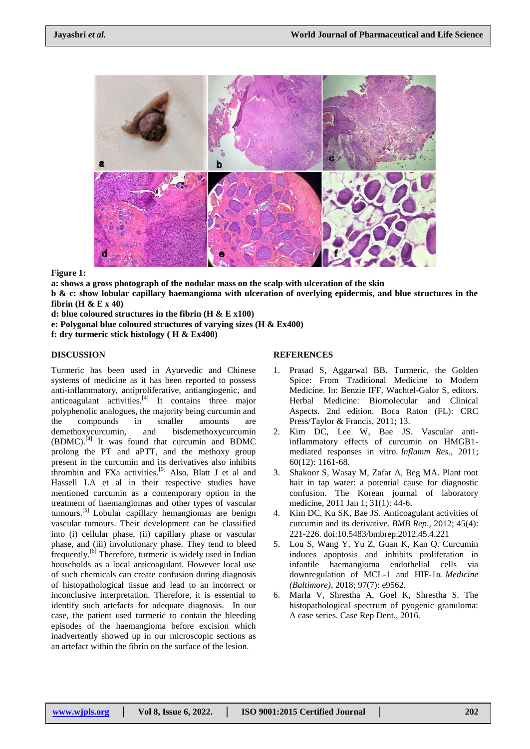**Figure 1:**

**a: shows a gross photograph of the nodular mass on the scalp with ulceration of the skin**

**b & c: show lobular capillary haemangioma with ulceration of overlying epidermis, and blue structures in the fibrin (H & E x 40)**

**d: blue coloured structures in the fibrin (H & E x100)**

**e: Polygonal blue coloured structures of varying sizes (H & Ex400)**

**f: dry turmeric stick histology ( H & Ex400)**

## DISCUSSION

Turmeric has been used in Ayurvedic and Chinese systems of medicine as it has been reported to possess anti-inflammatory, antiproliferative, antiangiogenic, and anticoagulant activities.[4] It contains three major polyphenolic analogues, the majority being curcumin and the compounds in smaller amounts are demethoxycurcumin, and bisdemethoxycurcumin (BDMC).[4] It was found that curcumin and BDMC prolong the PT and aPTT, and the methoxy group present in the curcumin and its derivatives also inhibits thrombin and FXa activities.[5] Also, Blatt J et al and Hassell LA et al in their respective studies have mentioned curcumin as a contemporary option in the treatment of haemangiomas and other types of vascular tumours.[5] Lobular capillary hemangiomas are benign vascular tumours. Their development can be classified into (i) cellular phase, (ii) capillary phase or vascular phase, and (iii) involutionary phase. They tend to bleed frequently.[6] Therefore, turmeric is widely used in Indian households as a local anticoagulant. However local use of such chemicals can create confusion during diagnosis of histopathological tissue and lead to an incorrect or inconclusive interpretation. Therefore, it is essential to identify such artefacts for adequate diagnosis. In our case, the patient used turmeric to contain the bleeding episodes of the haemangioma before excision which inadvertently showed up in our microscopic sections as an artefact within the fibrin on the surface of the lesion.

## REFERENCES

1. Prasad S, Aggarwal BB. Turmeric, the Golden Spice: From Traditional Medicine to Modern Medicine. In: Benzie IFF, Wachtel-Galor S, editors. Herbal Medicine: Biomolecular and Clinical Aspects. 2nd edition. Boca Raton (FL): CRC Press/Taylor & Francis, 2011; 13.
2. Kim DC, Lee W, Bae JS. Vascular anti-inflammatory effects of curcumin on HMGB1-mediated responses in vitro. *Inflamm Res*., 2011; 60(12): 1161-68.
3. Shakoor S, Wasay M, Zafar A, Beg MA. Plant root hair in tap water: a potential cause for diagnostic confusion. The Korean journal of laboratory medicine, 2011 Jan 1; 31(1): 44-6.
4. Kim DC, Ku SK, Bae JS. Anticoagulant activities of curcumin and its derivative. *BMB Rep*., 2012; 45(4): 221-226. doi:10.5483/bmbrep.2012.45.4.221
5. Lou S, Wang Y, Yu Z, Guan K, Kan Q. Curcumin induces apoptosis and inhibits proliferation in infantile haemangioma endothelial cells via downregulation of MCL-1 and HIF-1α. *Medicine (Baltimore)*, 2018; 97(7): e9562.
6. Marla V, Shrestha A, Goel K, Shrestha S. The histopathological spectrum of pyogenic granuloma: A case series. Case Rep Dent., 2016.